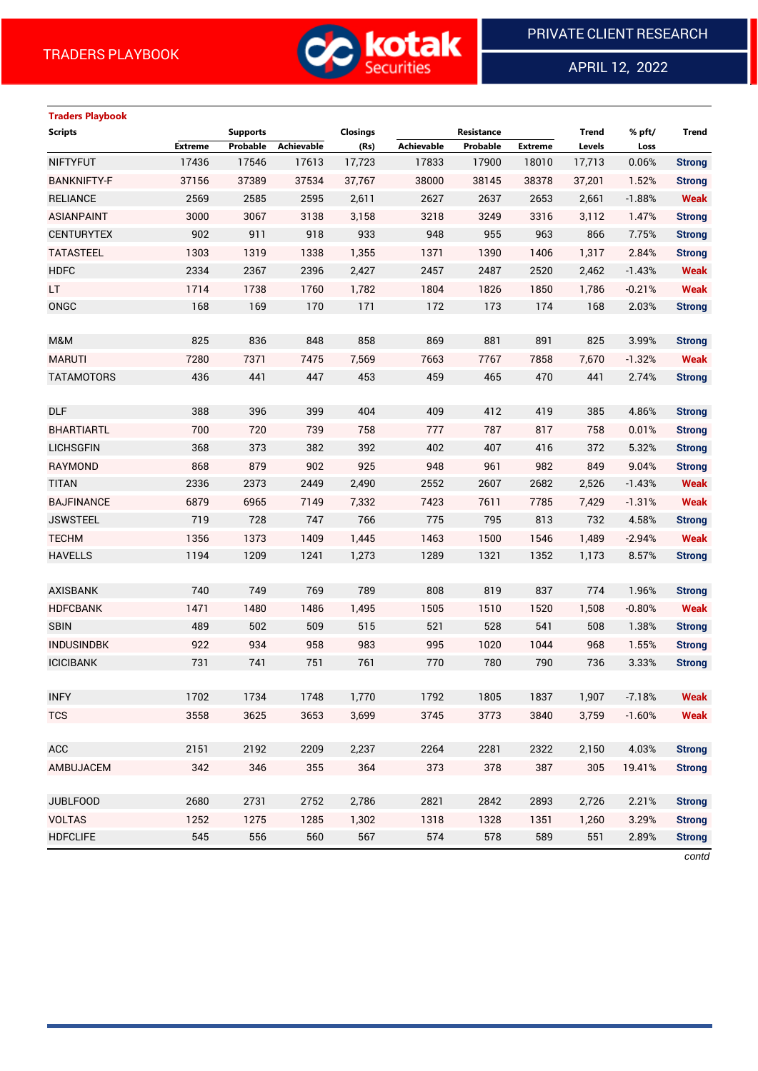TRADERS PLAYBOOK

PRIVATE CLIENT RESEARCH

APRIL 12, 2022

## Traders Playbook

| Scripts | Supports | | | Closings | Resistance | | | Trend | % pft/ | Trend |
|---|---|---|---|---|---|---|---|---|---|---|
| | Extreme | Probable | Achievable | (Rs) | Achievable | Probable | Extreme | Levels | Loss | |
| NIFTYFUT | 17436 | 17546 | 17613 | 17,723 | 17833 | 17900 | 18010 | 17,713 | 0.06% | Strong |
| BANKNIFTY-F | 37156 | 37389 | 37534 | 37,767 | 38000 | 38145 | 38378 | 37,201 | 1.52% | Strong |
| RELIANCE | 2569 | 2585 | 2595 | 2,611 | 2627 | 2637 | 2653 | 2,661 | -1.88% | Weak |
| ASIANPAINT | 3000 | 3067 | 3138 | 3,158 | 3218 | 3249 | 3316 | 3,112 | 1.47% | Strong |
| CENTURYTEX | 902 | 911 | 918 | 933 | 948 | 955 | 963 | 866 | 7.75% | Strong |
| TATASTEEL | 1303 | 1319 | 1338 | 1,355 | 1371 | 1390 | 1406 | 1,317 | 2.84% | Strong |
| HDFC | 2334 | 2367 | 2396 | 2,427 | 2457 | 2487 | 2520 | 2,462 | -1.43% | Weak |
| LT | 1714 | 1738 | 1760 | 1,782 | 1804 | 1826 | 1850 | 1,786 | -0.21% | Weak |
| ONGC | 168 | 169 | 170 | 171 | 172 | 173 | 174 | 168 | 2.03% | Strong |
| | | | | | | | | | | |
| M&M | 825 | 836 | 848 | 858 | 869 | 881 | 891 | 825 | 3.99% | Strong |
| MARUTI | 7280 | 7371 | 7475 | 7,569 | 7663 | 7767 | 7858 | 7,670 | -1.32% | Weak |
| TATAMOTORS | 436 | 441 | 447 | 453 | 459 | 465 | 470 | 441 | 2.74% | Strong |
| | | | | | | | | | | |
| DLF | 388 | 396 | 399 | 404 | 409 | 412 | 419 | 385 | 4.86% | Strong |
| BHARTIARTL | 700 | 720 | 739 | 758 | 777 | 787 | 817 | 758 | 0.01% | Strong |
| LICHSGFIN | 368 | 373 | 382 | 392 | 402 | 407 | 416 | 372 | 5.32% | Strong |
| RAYMOND | 868 | 879 | 902 | 925 | 948 | 961 | 982 | 849 | 9.04% | Strong |
| TITAN | 2336 | 2373 | 2449 | 2,490 | 2552 | 2607 | 2682 | 2,526 | -1.43% | Weak |
| BAJFINANCE | 6879 | 6965 | 7149 | 7,332 | 7423 | 7611 | 7785 | 7,429 | -1.31% | Weak |
| JSWSTEEL | 719 | 728 | 747 | 766 | 775 | 795 | 813 | 732 | 4.58% | Strong |
| TECHM | 1356 | 1373 | 1409 | 1,445 | 1463 | 1500 | 1546 | 1,489 | -2.94% | Weak |
| HAVELLS | 1194 | 1209 | 1241 | 1,273 | 1289 | 1321 | 1352 | 1,173 | 8.57% | Strong |
| | | | | | | | | | | |
| AXISBANK | 740 | 749 | 769 | 789 | 808 | 819 | 837 | 774 | 1.96% | Strong |
| HDFCBANK | 1471 | 1480 | 1486 | 1,495 | 1505 | 1510 | 1520 | 1,508 | -0.80% | Weak |
| SBIN | 489 | 502 | 509 | 515 | 521 | 528 | 541 | 508 | 1.38% | Strong |
| INDUSINDBK | 922 | 934 | 958 | 983 | 995 | 1020 | 1044 | 968 | 1.55% | Strong |
| ICICIBANK | 731 | 741 | 751 | 761 | 770 | 780 | 790 | 736 | 3.33% | Strong |
| | | | | | | | | | | |
| INFY | 1702 | 1734 | 1748 | 1,770 | 1792 | 1805 | 1837 | 1,907 | -7.18% | Weak |
| TCS | 3558 | 3625 | 3653 | 3,699 | 3745 | 3773 | 3840 | 3,759 | -1.60% | Weak |
| | | | | | | | | | | |
| ACC | 2151 | 2192 | 2209 | 2,237 | 2264 | 2281 | 2322 | 2,150 | 4.03% | Strong |
| AMBUJACEM | 342 | 346 | 355 | 364 | 373 | 378 | 387 | 305 | 19.41% | Strong |
| | | | | | | | | | | |
| JUBLFOOD | 2680 | 2731 | 2752 | 2,786 | 2821 | 2842 | 2893 | 2,726 | 2.21% | Strong |
| VOLTAS | 1252 | 1275 | 1285 | 1,302 | 1318 | 1328 | 1351 | 1,260 | 3.29% | Strong |
| HDFCLIFE | 545 | 556 | 560 | 567 | 574 | 578 | 589 | 551 | 2.89% | Strong |

*contd*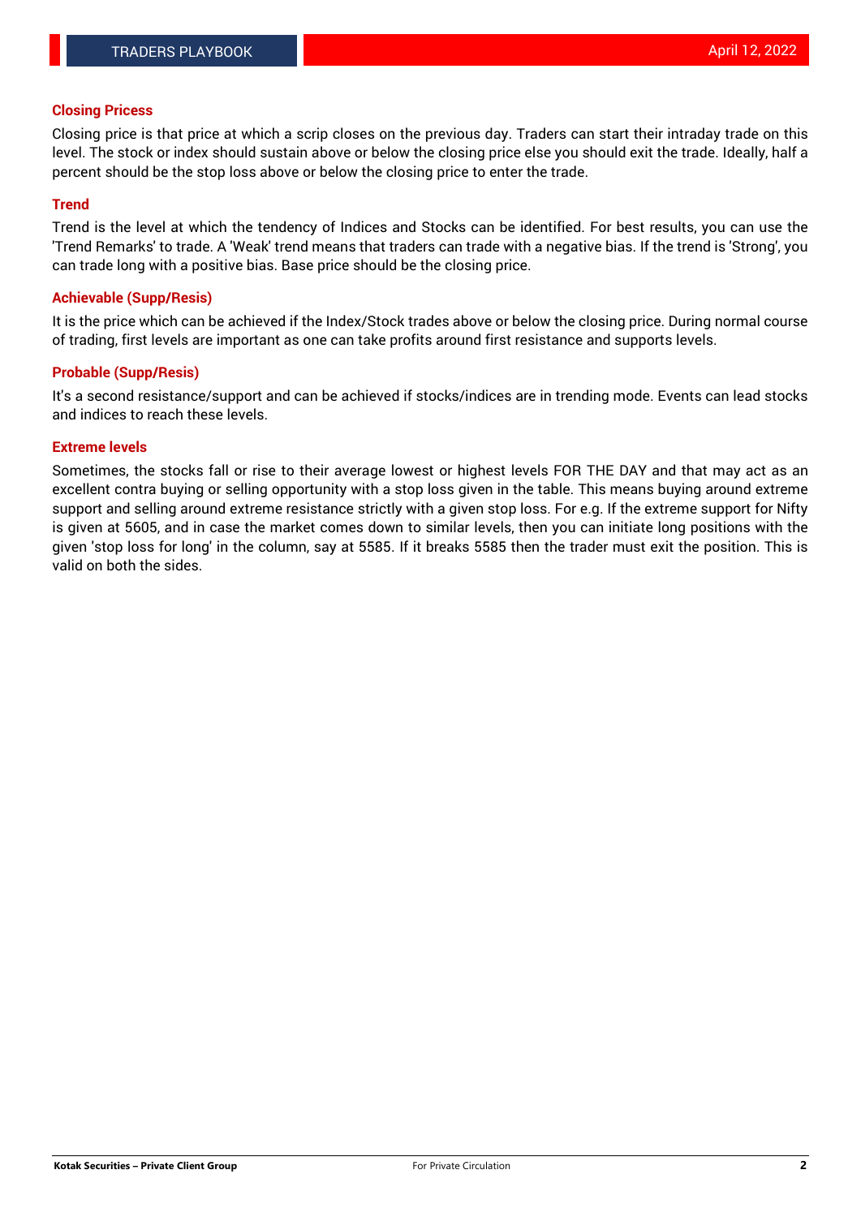## Closing Pricess

Closing price is that price at which a scrip closes on the previous day. Traders can start their intraday trade on this level. The stock or index should sustain above or below the closing price else you should exit the trade. Ideally, half a percent should be the stop loss above or below the closing price to enter the trade.

## Trend

Trend is the level at which the tendency of Indices and Stocks can be identified. For best results, you can use the 'Trend Remarks' to trade. A 'Weak' trend means that traders can trade with a negative bias. If the trend is 'Strong', you can trade long with a positive bias. Base price should be the closing price.

## Achievable (Supp/Resis)

It is the price which can be achieved if the Index/Stock trades above or below the closing price. During normal course of trading, first levels are important as one can take profits around first resistance and supports levels.

## Probable (Supp/Resis)

It's a second resistance/support and can be achieved if stocks/indices are in trending mode. Events can lead stocks and indices to reach these levels.

## Extreme levels

Sometimes, the stocks fall or rise to their average lowest or highest levels FOR THE DAY and that may act as an excellent contra buying or selling opportunity with a stop loss given in the table. This means buying around extreme support and selling around extreme resistance strictly with a given stop loss. For e.g. If the extreme support for Nifty is given at 5605, and in case the market comes down to similar levels, then you can initiate long positions with the given 'stop loss for long' in the column, say at 5585. If it breaks 5585 then the trader must exit the position. This is valid on both the sides.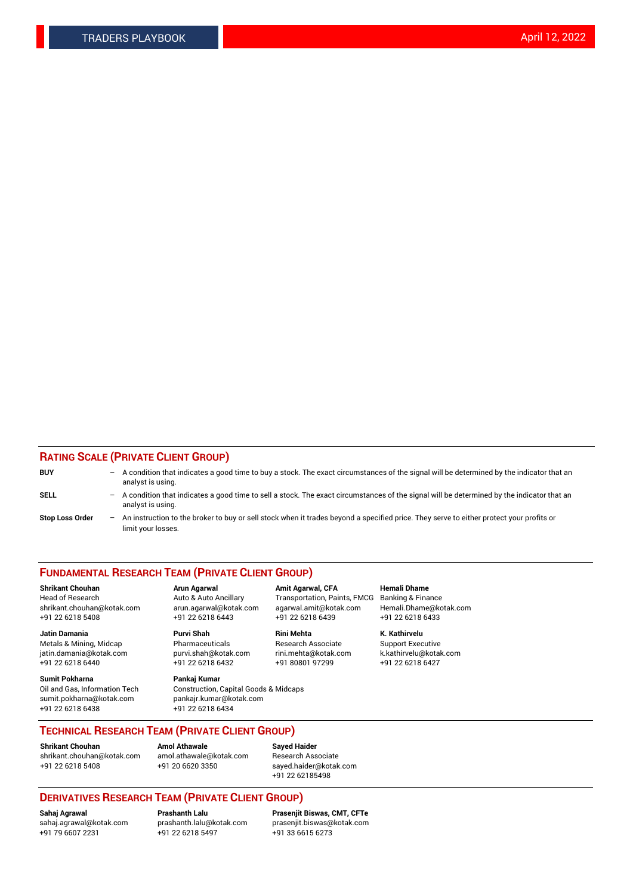## RATING SCALE (PRIVATE CLIENT GROUP)

**BUY** – A condition that indicates a good time to buy a stock. The exact circumstances of the signal will be determined by the indicator that an analyst is using.

**SELL** – A condition that indicates a good time to sell a stock. The exact circumstances of the signal will be determined by the indicator that an analyst is using.

**Stop Loss Order** – An instruction to the broker to buy or sell stock when it trades beyond a specified price. They serve to either protect your profits or limit your losses.

## FUNDAMENTAL RESEARCH TEAM (PRIVATE CLIENT GROUP)

**Shrikant Chouhan**
Head of Research
shrikant.chouhan@kotak.com
+91 22 6218 5408

**Arun Agarwal**
Auto & Auto Ancillary
arun.agarwal@kotak.com
+91 22 6218 6443

**Amit Agarwal, CFA**
Transportation, Paints, FMCG
agarwal.amit@kotak.com
+91 22 6218 6439

**Hemali Dhame**
Banking & Finance
Hemali.Dhame@kotak.com
+91 22 6218 6433

**Jatin Damania**
Metals & Mining, Midcap
jatin.damania@kotak.com
+91 22 6218 6440

**Purvi Shah**
Pharmaceuticals
purvi.shah@kotak.com
+91 22 6218 6432

**Rini Mehta**
Research Associate
rini.mehta@kotak.com
+91 80801 97299

**K. Kathirvelu**
Support Executive
k.kathirvelu@kotak.com
+91 22 6218 6427

**Sumit Pokharna**
Oil and Gas, Information Tech
sumit.pokharna@kotak.com
+91 22 6218 6438

**Pankaj Kumar**
Construction, Capital Goods & Midcaps
pankajr.kumar@kotak.com
+91 22 6218 6434

## TECHNICAL RESEARCH TEAM (PRIVATE CLIENT GROUP)

**Shrikant Chouhan**
shrikant.chouhan@kotak.com
+91 22 6218 5408

**Amol Athawale**
amol.athawale@kotak.com
+91 20 6620 3350

**Sayed Haider**
Research Associate
sayed.haider@kotak.com
+91 22 62185498

## DERIVATIVES RESEARCH TEAM (PRIVATE CLIENT GROUP)

**Sahaj Agrawal**
sahaj.agrawal@kotak.com
+91 79 6607 2231

**Prashanth Lalu**
prashanth.lalu@kotak.com
+91 22 6218 5497

**Prasenjit Biswas, CMT, CFTe**
prasenjit.biswas@kotak.com
+91 33 6615 6273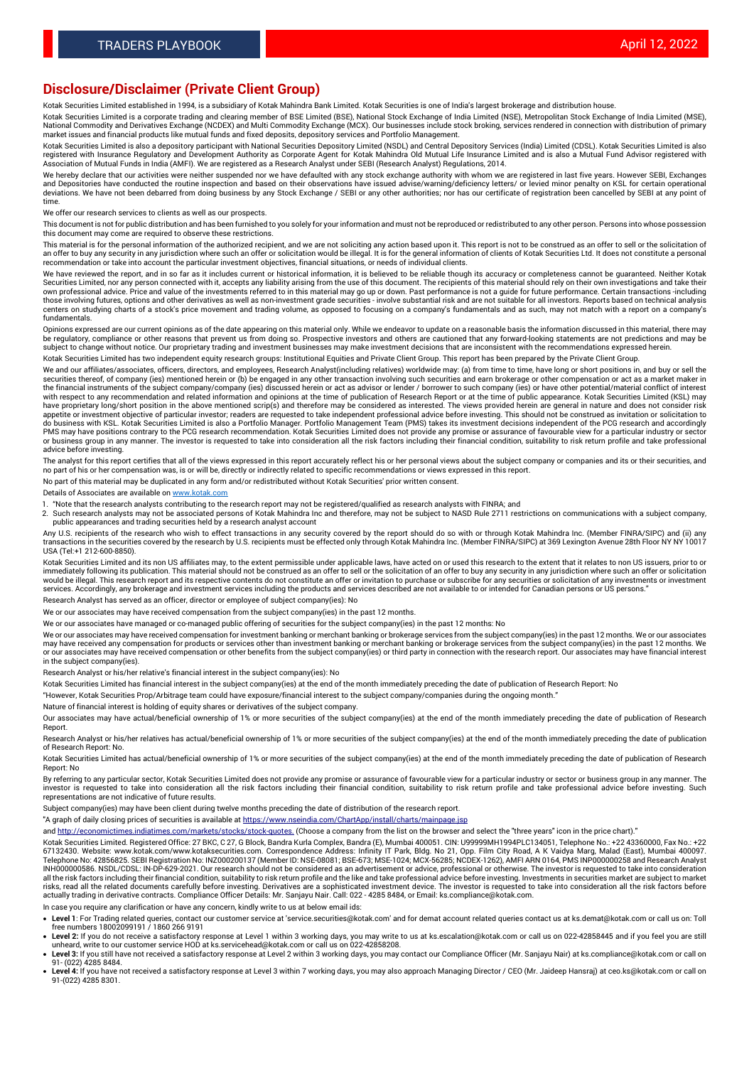# Disclosure/Disclaimer (Private Client Group)

Kotak Securities Limited established in 1994, is a subsidiary of Kotak Mahindra Bank Limited. Kotak Securities is one of India's largest brokerage and distribution house.

Kotak Securities Limited is a corporate trading and clearing member of BSE Limited (BSE), National Stock Exchange of India Limited (NSE), Metropolitan Stock Exchange of India Limited (MSE), National Commodity and Derivatives Exchange (NCDEX) and Multi Commodity Exchange (MCX). Our businesses include stock broking, services rendered in connection with distribution of primary market issues and financial products like mutual funds and fixed deposits, depository services and Portfolio Management.

Kotak Securities Limited is also a depository participant with National Securities Depository Limited (NSDL) and Central Depository Services (India) Limited (CDSL). Kotak Securities Limited is also registered with Insurance Regulatory and Development Authority as Corporate Agent for Kotak Mahindra Old Mutual Life Insurance Limited and is also a Mutual Fund Advisor registered with Association of Mutual Funds in India (AMFI). We are registered as a Research Analyst under SEBI (Research Analyst) Regulations, 2014.

We hereby declare that our activities were neither suspended nor we have defaulted with any stock exchange authority with whom we are registered in last five years. However SEBI, Exchanges and Depositories have conducted the routine inspection and based on their observations have issued advise/warning/deficiency letters/ or levied minor penalty on KSL for certain operational deviations. We have not been debarred from doing business by any Stock Exchange / SEBI or any other authorities; nor has our certificate of registration been cancelled by SEBI at any point of time.

We offer our research services to clients as well as our prospects.

This document is not for public distribution and has been furnished to you solely for your information and must not be reproduced or redistributed to any other person. Persons into whose possession this document may come are required to observe these restrictions.

This material is for the personal information of the authorized recipient, and we are not soliciting any action based upon it. This report is not to be construed as an offer to sell or the solicitation of an offer to buy any security in any jurisdiction where such an offer or solicitation would be illegal. It is for the general information of clients of Kotak Securities Ltd. It does not constitute a personal recommendation or take into account the particular investment objectives, financial situations, or needs of individual clients.

We have reviewed the report, and in so far as it includes current or historical information, it is believed to be reliable though its accuracy or completeness cannot be guaranteed. Neither Kotak Securities Limited, nor any person connected with it, accepts any liability arising from the use of this document. The recipients of this material should rely on their own investigations and take their own professional advice. Price and value of the investments referred to in this material may go up or down. Past performance is not a guide for future performance. Certain transactions -including those involving futures, options and other derivatives as well as non-investment grade securities - involve substantial risk and are not suitable for all investors. Reports based on technical analysis centers on studying charts of a stock's price movement and trading volume, as opposed to focusing on a company's fundamentals and as such, may not match with a report on a company's fundamentals.

Opinions expressed are our current opinions as of the date appearing on this material only. While we endeavor to update on a reasonable basis the information discussed in this material, there may be regulatory, compliance or other reasons that prevent us from doing so. Prospective investors and others are cautioned that any forward-looking statements are not predictions and may be subject to change without notice. Our proprietary trading and investment businesses may make investment decisions that are inconsistent with the recommendations expressed herein.

Kotak Securities Limited has two independent equity research groups: Institutional Equities and Private Client Group. This report has been prepared by the Private Client Group.

We and our affiliates/associates, officers, directors, and employees, Research Analyst(including relatives) worldwide may: (a) from time to time, have long or short positions in, and buy or sell the securities thereof, of company (ies) mentioned herein or (b) be engaged in any other transaction involving such securities and earn brokerage or other compensation or act as a market maker in the financial instruments of the subject company/company (ies) discussed herein or act as advisor or lender / borrower to such company (ies) or have other potential/material conflict of interest with respect to any recommendation and related information and opinions at the time of publication of Research Report or at the time of public appearance. Kotak Securities Limited (KSL) may have proprietary long/short position in the above mentioned scrip(s) and therefore may be considered as interested. The views provided herein are general in nature and does not consider risk appetite or investment objective of particular investor; readers are requested to take independent professional advice before investing. This should not be construed as invitation or solicitation to do business with KSL. Kotak Securities Limited is also a Portfolio Manager. Portfolio Management Team (PMS) takes its investment decisions independent of the PCG research and accordingly PMS may have positions contrary to the PCG research recommendation. Kotak Securities Limited does not provide any promise or assurance of favourable view for a particular industry or sector or business group in any manner. The investor is requested to take into consideration all the risk factors including their financial condition, suitability to risk return profile and take professional advice before investing.

The analyst for this report certifies that all of the views expressed in this report accurately reflect his or her personal views about the subject company or companies and its or their securities, and no part of his or her compensation was, is or will be, directly or indirectly related to specific recommendations or views expressed in this report.

No part of this material may be duplicated in any form and/or redistributed without Kotak Securities' prior written consent.

Details of Associates are available on www.kotak.com

1. "Note that the research analysts contributing to the research report may not be registered/qualified as research analysts with FINRA; and
2. Such research analysts may not be associated persons of Kotak Mahindra Inc and therefore, may not be subject to NASD Rule 2711 restrictions on communications with a subject company, public appearances and trading securities held by a research analyst account

Any U.S. recipients of the research who wish to effect transactions in any security covered by the report should do so with or through Kotak Mahindra Inc. (Member FINRA/SIPC) and (ii) any transactions in the securities covered by the research by U.S. recipients must be effected only through Kotak Mahindra Inc. (Member FINRA/SIPC) at 369 Lexington Avenue 28th Floor NY NY 10017 USA (Tel:+1 212-600-8850).

Kotak Securities Limited and its non US affiliates may, to the extent permissible under applicable laws, have acted on or used this research to the extent that it relates to non US issuers, prior to or immediately following its publication. This material should not be construed as an offer to sell or the solicitation of an offer to buy any security in any jurisdiction where such an offer or solicitation would be illegal. This research report and its respective contents do not constitute an offer or invitation to purchase or subscribe for any securities or solicitation of any investments or investment services. Accordingly, any brokerage and investment services including the products and services described are not available to or intended for Canadian persons or US persons."

Research Analyst has served as an officer, director or employee of subject company(ies): No

We or our associates may have received compensation from the subject company(ies) in the past 12 months.

We or our associates have managed or co-managed public offering of securities for the subject company(ies) in the past 12 months: No

We or our associates may have received compensation for investment banking or merchant banking or brokerage services from the subject company(ies) in the past 12 months. We or our associates may have received any compensation for products or services other than investment banking or merchant banking or brokerage services from the subject company(ies) in the past 12 months. We or our associates may have received compensation or other benefits from the subject company(ies) or third party in connection with the research report. Our associates may have financial interest in the subject company(ies).

Research Analyst or his/her relative's financial interest in the subject company(ies): No

Kotak Securities Limited has financial interest in the subject company(ies) at the end of the month immediately preceding the date of publication of Research Report: No

"However, Kotak Securities Prop/Arbitrage team could have exposure/financial interest to the subject company/companies during the ongoing month."

Nature of financial interest is holding of equity shares or derivatives of the subject company.

Our associates may have actual/beneficial ownership of 1% or more securities of the subject company(ies) at the end of the month immediately preceding the date of publication of Research Report.

Research Analyst or his/her relatives has actual/beneficial ownership of 1% or more securities of the subject company(ies) at the end of the month immediately preceding the date of publication of Research Report: No.

Kotak Securities Limited has actual/beneficial ownership of 1% or more securities of the subject company(ies) at the end of the month immediately preceding the date of publication of Research Report: No

By referring to any particular sector, Kotak Securities Limited does not provide any promise or assurance of favourable view for a particular industry or sector or business group in any manner. The investor is requested to take into consideration all the risk factors including their financial condition, suitability to risk return profile and take professional advice before investing. Such representations are not indicative of future results.

Subject company(ies) may have been client during twelve months preceding the date of distribution of the research report.

"A graph of daily closing prices of securities is available at https://www.nseindia.com/ChartApp/install/charts/mainpage.jsp

and http://economictimes.indiatimes.com/markets/stocks/stock-quotes. (Choose a company from the list on the browser and select the "three years" icon in the price chart)."

Kotak Securities Limited. Registered Office: 27 BKC, C 27, G Block, Bandra Kurla Complex, Bandra (E), Mumbai 400051. CIN: U99999MH1994PLC134051, Telephone No.: +22 43360000, Fax No.: +22 67132430. Website: www.kotak.com/www.kotaksecurities.com. Correspondence Address: Infinity IT Park, Bldg. No 21, Opp. Film City Road, A K Vaidya Marg, Malad (East), Mumbai 400097. Telephone No: 42856825. SEBI Registration No: INZ000200137 (Member ID: NSE-08081; BSE-673; MSE-1024; MCX-56285; NCDEX-1262), AMFI ARN 0164, PMS INP000000258 and Research Analyst INH000000586. NSDL/CDSL: IN-DP-629-2021. Our research should not be considered as an advertisement or advice, professional or otherwise. The investor is requested to take into consideration all the risk factors including their financial condition, suitability to risk return profile and the like and take professional advice before investing. Investments in securities market are subject to market risks, read all the related documents carefully before investing. Derivatives are a sophisticated investment device. The investor is requested to take into consideration all the risk factors before actually trading in derivative contracts. Compliance Officer Details: Mr. Sanjayu Nair. Call: 022 - 4285 8484, or Email: ks.compliance@kotak.com.

In case you require any clarification or have any concern, kindly write to us at below email ids:

- **Level 1**: For Trading related queries, contact our customer service at 'service.securities@kotak.com' and for demat account related queries contact us at ks.demat@kotak.com or call us on: Toll free numbers 18002099191 / 1860 266 9191
- **Level 2:** If you do not receive a satisfactory response at Level 1 within 3 working days, you may write to us at ks.escalation@kotak.com or call us on 022-42858445 and if you feel you are still unheard, write to our customer service HOD at ks.servicehead@kotak.com or call us on 022-42858208.
- **Level 3:** If you still have not received a satisfactory response at Level 2 within 3 working days, you may contact our Compliance Officer (Mr. Sanjayu Nair) at ks.compliance@kotak.com or call on 91- (022) 4285 8484.
- **Level 4:** If you have not received a satisfactory response at Level 3 within 7 working days, you may also approach Managing Director / CEO (Mr. Jaideep Hansraj) at ceo.ks@kotak.com or call on 91-(022) 4285 8301.